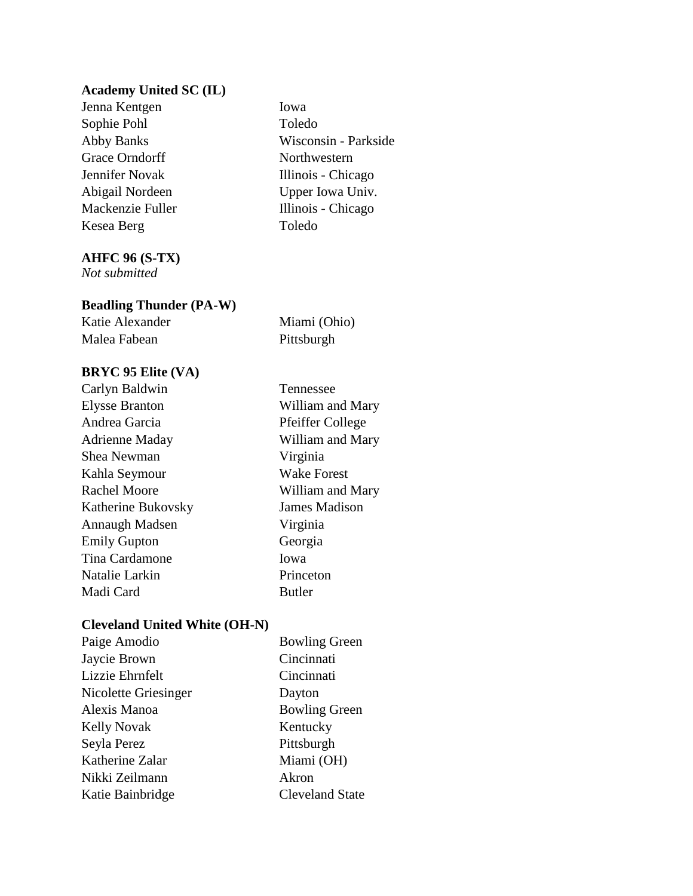**Academy United SC (IL)**

| | |
|---|---|
| Jenna Kentgen | Iowa |
| Sophie Pohl | Toledo |
| Abby Banks | Wisconsin - Parkside |
| Grace Orndorff | Northwestern |
| Jennifer Novak | Illinois - Chicago |
| Abigail Nordeen | Upper Iowa Univ. |
| Mackenzie Fuller | Illinois - Chicago |
| Kesea Berg | Toledo |

**AHFC 96 (S-TX)**

*Not submitted*

**Beadling Thunder (PA-W)**

| | |
|---|---|
| Katie Alexander | Miami (Ohio) |
| Malea Fabean | Pittsburgh |

**BRYC 95 Elite (VA)**

| | |
|---|---|
| Carlyn Baldwin | Tennessee |
| Elysse Branton | William and Mary |
| Andrea Garcia | Pfeiffer College |
| Adrienne Maday | William and Mary |
| Shea Newman | Virginia |
| Kahla Seymour | Wake Forest |
| Rachel Moore | William and Mary |
| Katherine Bukovsky | James Madison |
| Annaugh Madsen | Virginia |
| Emily Gupton | Georgia |
| Tina Cardamone | Iowa |
| Natalie Larkin | Princeton |
| Madi Card | Butler |

**Cleveland United White (OH-N)**

| | |
|---|---|
| Paige Amodio | Bowling Green |
| Jaycie Brown | Cincinnati |
| Lizzie Ehrnfelt | Cincinnati |
| Nicolette Griesinger | Dayton |
| Alexis Manoa | Bowling Green |
| Kelly Novak | Kentucky |
| Seyla Perez | Pittsburgh |
| Katherine Zalar | Miami (OH) |
| Nikki Zeilmann | Akron |
| Katie Bainbridge | Cleveland State |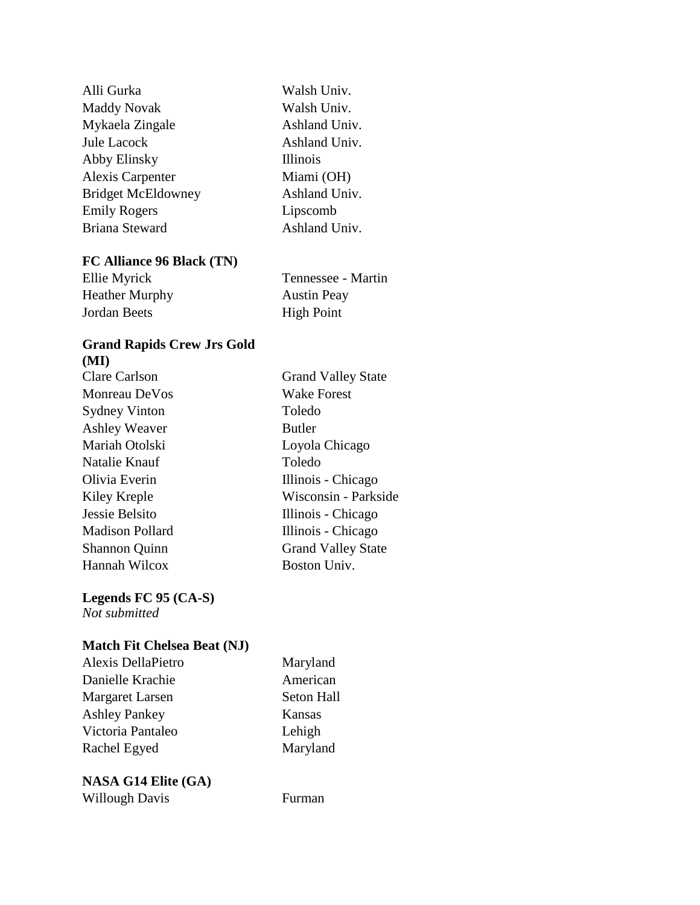| | |
|---|---|
| Alli Gurka | Walsh Univ. |
| Maddy Novak | Walsh Univ. |
| Mykaela Zingale | Ashland Univ. |
| Jule Lacock | Ashland Univ. |
| Abby Elinsky | Illinois |
| Alexis Carpenter | Miami (OH) |
| Bridget McEldowney | Ashland Univ. |
| Emily Rogers | Lipscomb |
| Briana Steward | Ashland Univ. |

**FC Alliance 96 Black (TN)**

| | |
|---|---|
| Ellie Myrick | Tennessee - Martin |
| Heather Murphy | Austin Peay |
| Jordan Beets | High Point |

**Grand Rapids Crew Jrs Gold (MI)**

| | |
|---|---|
| Clare Carlson | Grand Valley State |
| Monreau DeVos | Wake Forest |
| Sydney Vinton | Toledo |
| Ashley Weaver | Butler |
| Mariah Otolski | Loyola Chicago |
| Natalie Knauf | Toledo |
| Olivia Everin | Illinois - Chicago |
| Kiley Kreple | Wisconsin - Parkside |
| Jessie Belsito | Illinois - Chicago |
| Madison Pollard | Illinois - Chicago |
| Shannon Quinn | Grand Valley State |
| Hannah Wilcox | Boston Univ. |

**Legends FC 95 (CA-S)**

*Not submitted*

**Match Fit Chelsea Beat (NJ)**

| | |
|---|---|
| Alexis DellaPietro | Maryland |
| Danielle Krachie | American |
| Margaret Larsen | Seton Hall |
| Ashley Pankey | Kansas |
| Victoria Pantaleo | Lehigh |
| Rachel Egyed | Maryland |

**NASA G14 Elite (GA)**

| | |
|---|---|
| Willough Davis | Furman |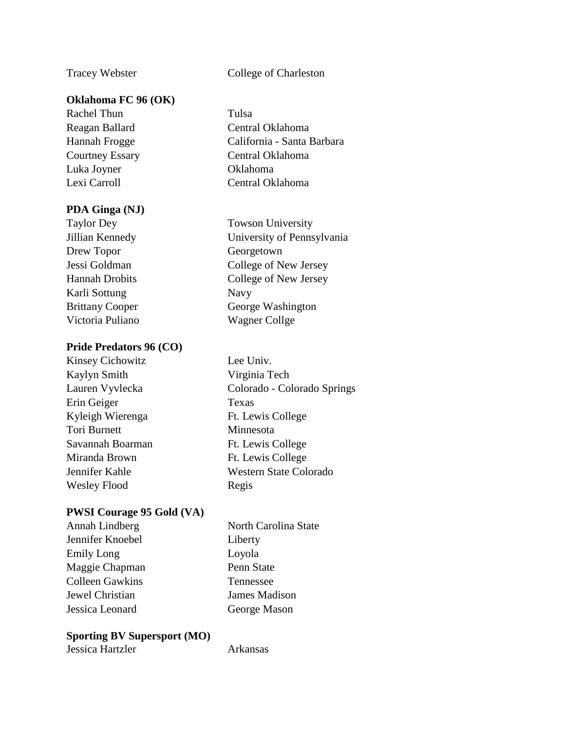| | |
|---|---|
| Tracey Webster | College of Charleston |

**Oklahoma FC 96 (OK)**

| | |
|---|---|
| Rachel Thun | Tulsa |
| Reagan Ballard | Central Oklahoma |
| Hannah Frogge | California - Santa Barbara |
| Courtney Essary | Central Oklahoma |
| Luka Joyner | Oklahoma |
| Lexi Carroll | Central Oklahoma |

**PDA Ginga (NJ)**

| | |
|---|---|
| Taylor Dey | Towson University |
| Jillian Kennedy | University of Pennsylvania |
| Drew Topor | Georgetown |
| Jessi Goldman | College of New Jersey |
| Hannah Drobits | College of New Jersey |
| Karli Sottung | Navy |
| Brittany Cooper | George Washington |
| Victoria Puliano | Wagner Collge |

**Pride Predators 96 (CO)**

| | |
|---|---|
| Kinsey Cichowitz | Lee Univ. |
| Kaylyn Smith | Virginia Tech |
| Lauren Vyvlecka | Colorado - Colorado Springs |
| Erin Geiger | Texas |
| Kyleigh Wierenga | Ft. Lewis College |
| Tori Burnett | Minnesota |
| Savannah Boarman | Ft. Lewis College |
| Miranda Brown | Ft. Lewis College |
| Jennifer Kahle | Western State Colorado |
| Wesley Flood | Regis |

**PWSI Courage 95 Gold (VA)**

| | |
|---|---|
| Annah Lindberg | North Carolina State |
| Jennifer Knoebel | Liberty |
| Emily Long | Loyola |
| Maggie Chapman | Penn State |
| Colleen Gawkins | Tennessee |
| Jewel Christian | James Madison |
| Jessica Leonard | George Mason |

**Sporting BV Supersport (MO)**

| | |
|---|---|
| Jessica Hartzler | Arkansas |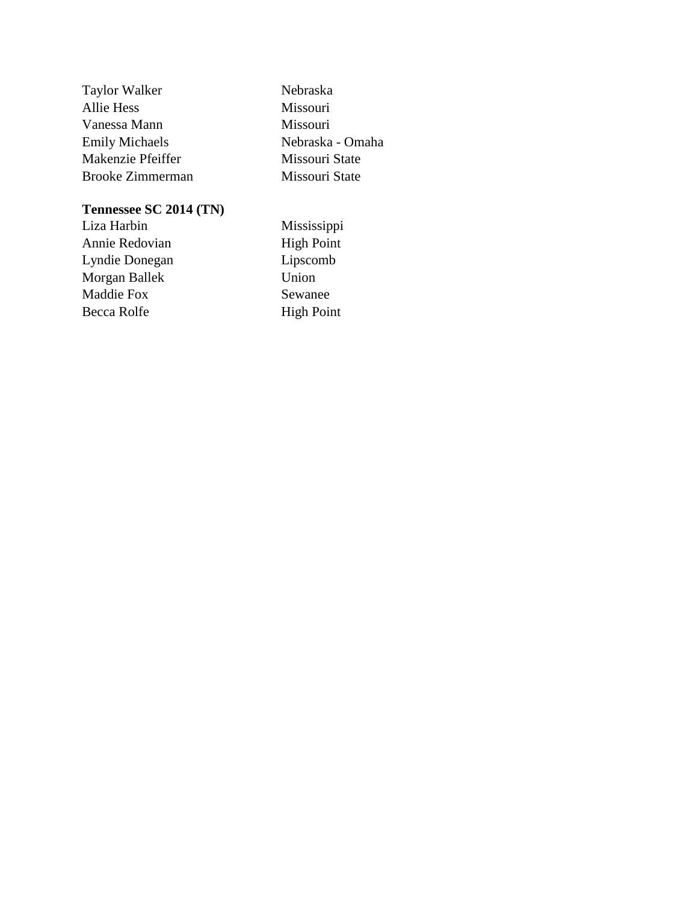| | |
|---|---|
| Taylor Walker | Nebraska |
| Allie Hess | Missouri |
| Vanessa Mann | Missouri |
| Emily Michaels | Nebraska - Omaha |
| Makenzie Pfeiffer | Missouri State |
| Brooke Zimmerman | Missouri State |

**Tennessee SC 2014 (TN)**

| | |
|---|---|
| Liza Harbin | Mississippi |
| Annie Redovian | High Point |
| Lyndie Donegan | Lipscomb |
| Morgan Ballek | Union |
| Maddie Fox | Sewanee |
| Becca Rolfe | High Point |